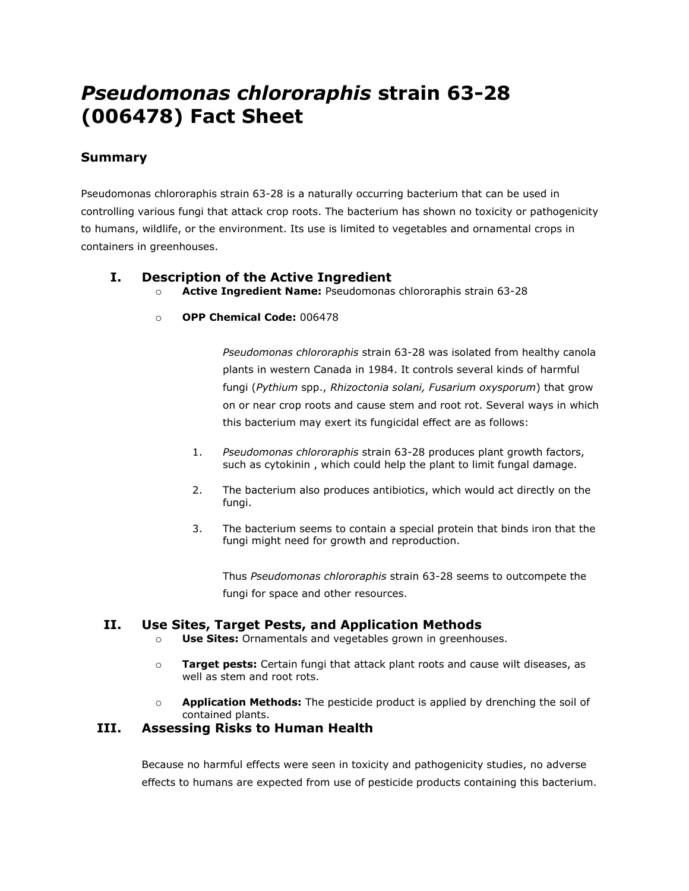# *Pseudomonas chlororaphis* strain 63-28 (006478) Fact Sheet

## Summary

Pseudomonas chlororaphis strain 63-28 is a naturally occurring bacterium that can be used in controlling various fungi that attack crop roots. The bacterium has shown no toxicity or pathogenicity to humans, wildlife, or the environment. Its use is limited to vegetables and ornamental crops in containers in greenhouses.

## I. Description of the Active Ingredient

- **Active Ingredient Name:** Pseudomonas chlororaphis strain 63-28
- **OPP Chemical Code:** 006478

*Pseudomonas chlororaphis* strain 63-28 was isolated from healthy canola plants in western Canada in 1984. It controls several kinds of harmful fungi (*Pythium* spp., *Rhizoctonia solani, Fusarium oxysporum*) that grow on or near crop roots and cause stem and root rot. Several ways in which this bacterium may exert its fungicidal effect are as follows:

1. *Pseudomonas chlororaphis* strain 63-28 produces plant growth factors, such as cytokinin , which could help the plant to limit fungal damage.
2. The bacterium also produces antibiotics, which would act directly on the fungi.
3. The bacterium seems to contain a special protein that binds iron that the fungi might need for growth and reproduction.

Thus *Pseudomonas chlororaphis* strain 63-28 seems to outcompete the fungi for space and other resources.

## II. Use Sites, Target Pests, and Application Methods

- **Use Sites:** Ornamentals and vegetables grown in greenhouses.
- **Target pests:** Certain fungi that attack plant roots and cause wilt diseases, as well as stem and root rots.
- **Application Methods:** The pesticide product is applied by drenching the soil of contained plants.

## III. Assessing Risks to Human Health

Because no harmful effects were seen in toxicity and pathogenicity studies, no adverse effects to humans are expected from use of pesticide products containing this bacterium.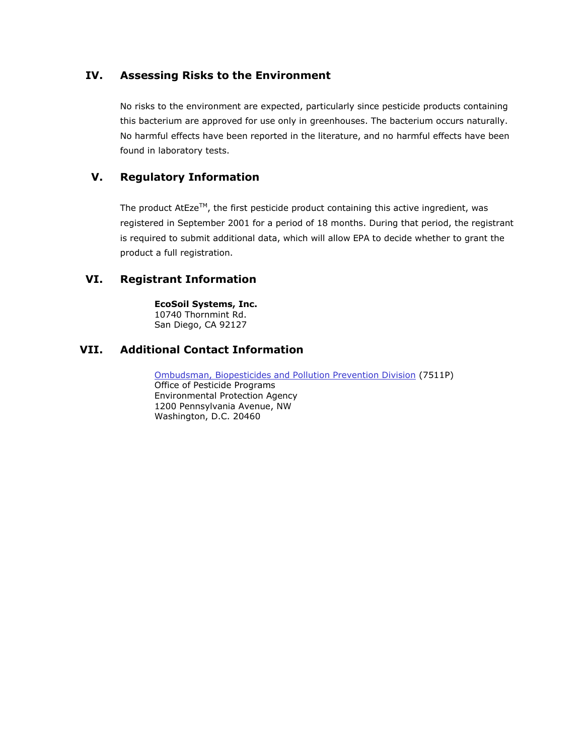## IV. Assessing Risks to the Environment

No risks to the environment are expected, particularly since pesticide products containing this bacterium are approved for use only in greenhouses. The bacterium occurs naturally. No harmful effects have been reported in the literature, and no harmful effects have been found in laboratory tests.

## V. Regulatory Information

The product AtEze™, the first pesticide product containing this active ingredient, was registered in September 2001 for a period of 18 months. During that period, the registrant is required to submit additional data, which will allow EPA to decide whether to grant the product a full registration.

## VI. Registrant Information

**EcoSoil Systems, Inc.**
10740 Thornmint Rd.
San Diego, CA 92127

## VII. Additional Contact Information

Ombudsman, Biopesticides and Pollution Prevention Division (7511P)
Office of Pesticide Programs
Environmental Protection Agency
1200 Pennsylvania Avenue, NW
Washington, D.C. 20460